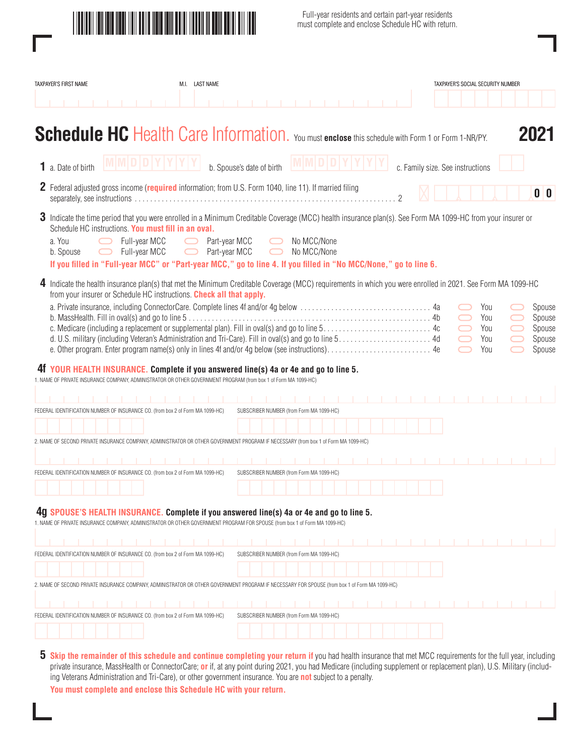Full-year residents and certain part-year residents must complete and enclose Schedule HC with return.

TAXPAYER'S FIRST NAME | M.I. | LAST NAME | TAXPAYER'S SOCIAL SECURITY NUMBER

# Schedule HC Health Care Information. 2021

You must **enclose** this schedule with Form 1 or Form 1-NR/PY.

**1** a. Date of birth MMDDYYYY  b. Spouse's date of birth MMDDYYYY  c. Family size. See instructions

**2** Federal adjusted gross income (**required** information; from U.S. Form 1040, line 11). If married filing separately, see instructions . . . . . 2  .00

**3** Indicate the time period that you were enrolled in a Minimum Creditable Coverage (MCC) health insurance plan(s). See Form MA 1099-HC from your insurer or Schedule HC instructions. **You must fill in an oval.**

a. You ○ Full-year MCC ○ Part-year MCC ○ No MCC/None

b. Spouse ○ Full-year MCC ○ Part-year MCC ○ No MCC/None

**If you filled in "Full-year MCC" or "Part-year MCC," go to line 4. If you filled in "No MCC/None," go to line 6.**

**4** Indicate the health insurance plan(s) that met the Minimum Creditable Coverage (MCC) requirements in which you were enrolled in 2021. See Form MA 1099-HC from your insurer or Schedule HC instructions. **Check all that apply.**

a. Private insurance, including ConnectorCare. Complete lines 4f and/or 4g below . . . . . 4a ○ You ○ Spouse

b. MassHealth. Fill in oval(s) and go to line 5 . . . . . 4b ○ You ○ Spouse

c. Medicare (including a replacement or supplemental plan). Fill in oval(s) and go to line 5 . . . . . 4c ○ You ○ Spouse

d. U.S. military (including Veteran's Administration and Tri-Care). Fill in oval(s) and go to line 5 . . . . . 4d ○ You ○ Spouse

e. Other program. Enter program name(s) only in lines 4f and/or 4g below (see instructions) . . . . . 4e ○ You ○ Spouse

**4f YOUR HEALTH INSURANCE. Complete if you answered line(s) 4a or 4e and go to line 5.**

1. NAME OF PRIVATE INSURANCE COMPANY, ADMINISTRATOR OR OTHER GOVERNMENT PROGRAM (from box 1 of Form MA 1099-HC)

FEDERAL IDENTIFICATION NUMBER OF INSURANCE CO. (from box 2 of Form MA 1099-HC) | SUBSCRIBER NUMBER (from Form MA 1099-HC)

2. NAME OF SECOND PRIVATE INSURANCE COMPANY, ADMINISTRATOR OR OTHER GOVERNMENT PROGRAM IF NECESSARY (from box 1 of Form MA 1099-HC)

FEDERAL IDENTIFICATION NUMBER OF INSURANCE CO. (from box 2 of Form MA 1099-HC) | SUBSCRIBER NUMBER (from Form MA 1099-HC)

**4g SPOUSE'S HEALTH INSURANCE. Complete if you answered line(s) 4a or 4e and go to line 5.**

1. NAME OF PRIVATE INSURANCE COMPANY, ADMINISTRATOR OR OTHER GOVERNMENT PROGRAM FOR SPOUSE (from box 1 of Form MA 1099-HC)

FEDERAL IDENTIFICATION NUMBER OF INSURANCE CO. (from box 2 of Form MA 1099-HC) | SUBSCRIBER NUMBER (from Form MA 1099-HC)

2. NAME OF SECOND PRIVATE INSURANCE COMPANY, ADMINISTRATOR OR OTHER GOVERNMENT PROGRAM IF NECESSARY FOR SPOUSE (from box 1 of Form MA 1099-HC)

FEDERAL IDENTIFICATION NUMBER OF INSURANCE CO. (from box 2 of Form MA 1099-HC) | SUBSCRIBER NUMBER (from Form MA 1099-HC)

**5 Skip the remainder of this schedule and continue completing your return if** you had health insurance that met MCC requirements for the full year, including private insurance, MassHealth or ConnectorCare; **or** if, at any point during 2021, you had Medicare (including supplement or replacement plan), U.S. Military (including Veterans Administration and Tri-Care), or other government insurance. You are **not** subject to a penalty.

**You must complete and enclose this Schedule HC with your return.**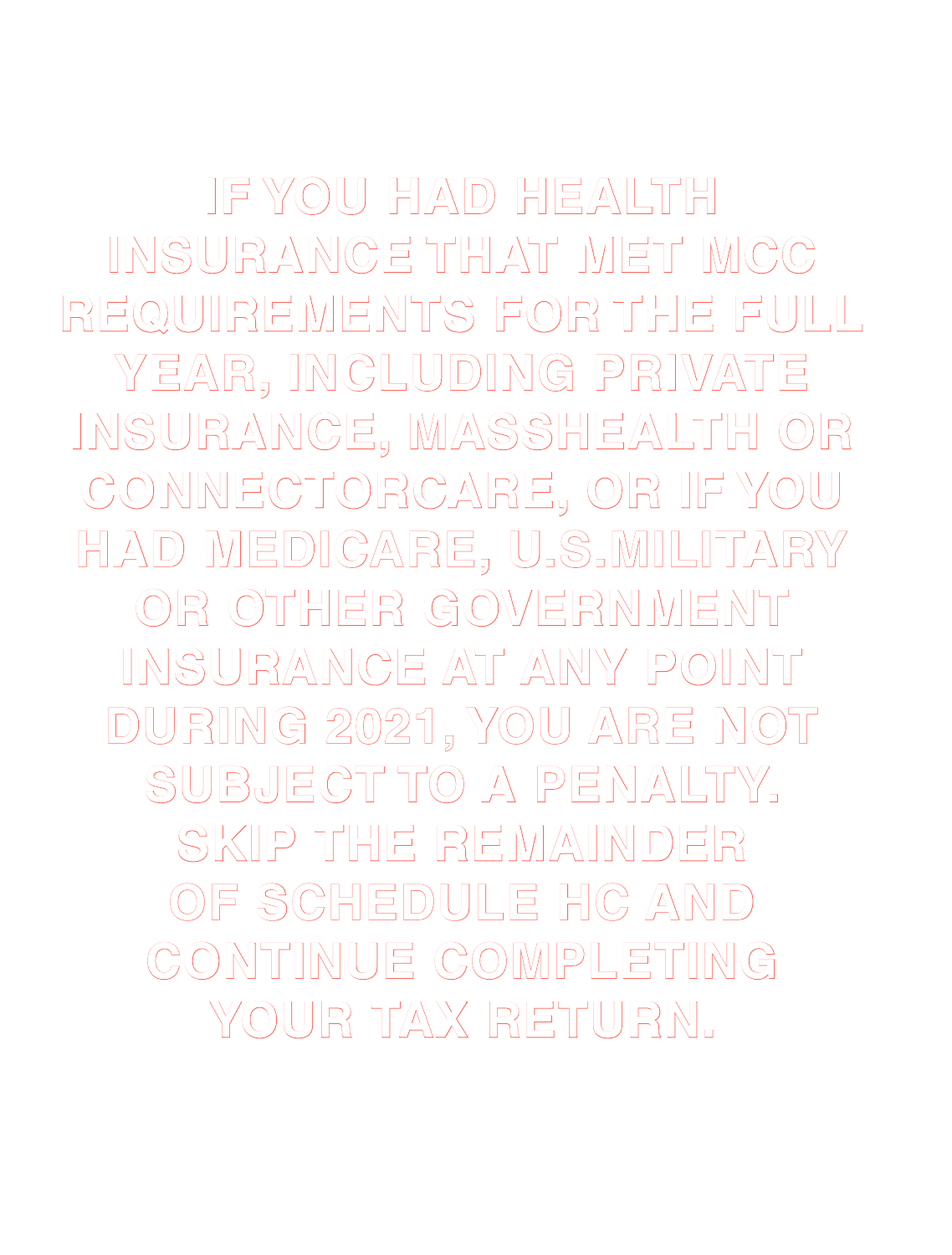IF YOU HAD HEALTH INSURANCE THAT MET MCC REQUIREMENTS FOR THE FULL YEAR, INCLUDING PRIVATE INSURANCE, MASSHEALTH OR CONNECTORCARE, OR IF YOU HAD MEDICARE, U.S.MILITARY OR OTHER GOVERNMENT INSURANCE AT ANY POINT DURING 2021, YOU ARE NOT SUBJECT TO A PENALTY. SKIP THE REMAINDER OF SCHEDULE HC AND CONTINUE COMPLETING YOUR TAX RETURN.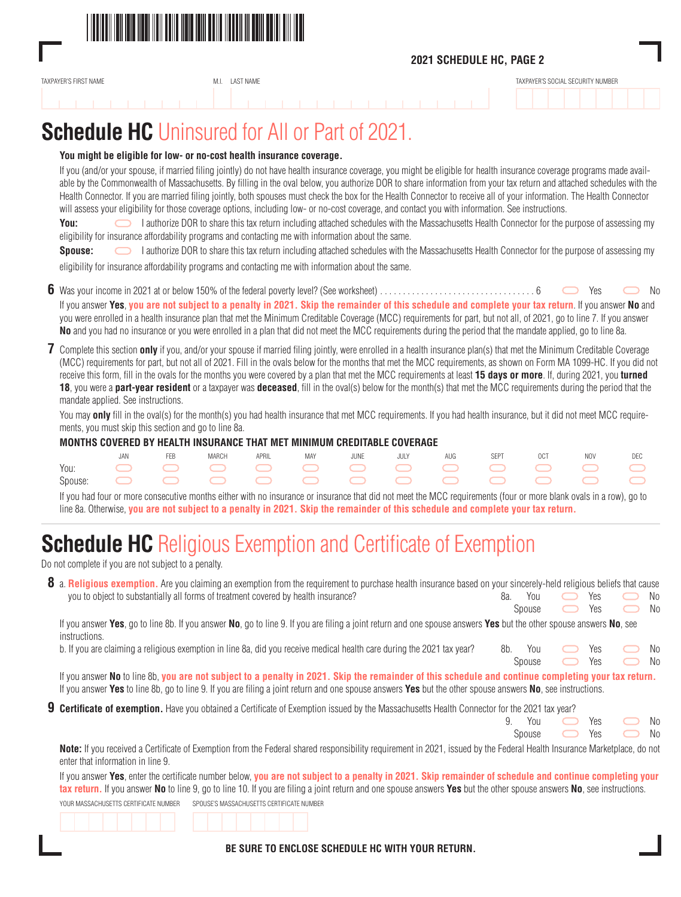## 2021 SCHEDULE HC, PAGE 2

TAXPAYER'S FIRST NAME | M.I. | LAST NAME | TAXPAYER'S SOCIAL SECURITY NUMBER

# Schedule HC Uninsured for All or Part of 2021.

**You might be eligible for low- or no-cost health insurance coverage.**

If you (and/or your spouse, if married filing jointly) do not have health insurance coverage, you might be eligible for health insurance coverage programs made available by the Commonwealth of Massachusetts. By filling in the oval below, you authorize DOR to share information from your tax return and attached schedules with the Health Connector. If you are married filing jointly, both spouses must check the box for the Health Connector to receive all of your information. The Health Connector will assess your eligibility for those coverage options, including low- or no-cost coverage, and contact you with information. See instructions.

**You:** ⬭ I authorize DOR to share this tax return including attached schedules with the Massachusetts Health Connector for the purpose of assessing my eligibility for insurance affordability programs and contacting me with information about the same.

**Spouse:** ⬭ I authorize DOR to share this tax return including attached schedules with the Massachusetts Health Connector for the purpose of assessing my eligibility for insurance affordability programs and contacting me with information about the same.

**6** Was your income in 2021 at or below 150% of the federal poverty level? (See worksheet) . . . . . . . . . . 6 ⬭ Yes ⬭ No

If you answer **Yes**, **you are not subject to a penalty in 2021. Skip the remainder of this schedule and complete your tax return**. If you answer **No** and you were enrolled in a health insurance plan that met the Minimum Creditable Coverage (MCC) requirements for part, but not all, of 2021, go to line 7. If you answer **No** and you had no insurance or you were enrolled in a plan that did not meet the MCC requirements during the period that the mandate applied, go to line 8a.

**7** Complete this section **only** if you, and/or your spouse if married filing jointly, were enrolled in a health insurance plan(s) that met the Minimum Creditable Coverage (MCC) requirements for part, but not all of 2021. Fill in the ovals below for the months that met the MCC requirements, as shown on Form MA 1099-HC. If you did not receive this form, fill in the ovals for the months you were covered by a plan that met the MCC requirements at least **15 days or more**. If, during 2021, you **turned 18**, you were a **part-year resident** or a taxpayer was **deceased**, fill in the oval(s) below for the month(s) that met the MCC requirements during the period that the mandate applied. See instructions.

You may **only** fill in the oval(s) for the month(s) you had health insurance that met MCC requirements. If you had health insurance, but it did not meet MCC requirements, you must skip this section and go to line 8a.

**MONTHS COVERED BY HEALTH INSURANCE THAT MET MINIMUM CREDITABLE COVERAGE**

| | JAN | FEB | MARCH | APRIL | MAY | JUNE | JULY | AUG | SEPT | OCT | NOV | DEC |
|---|---|---|---|---|---|---|---|---|---|---|---|---|
| You: | ⬭ | ⬭ | ⬭ | ⬭ | ⬭ | ⬭ | ⬭ | ⬭ | ⬭ | ⬭ | ⬭ | ⬭ |
| Spouse: | ⬭ | ⬭ | ⬭ | ⬭ | ⬭ | ⬭ | ⬭ | ⬭ | ⬭ | ⬭ | ⬭ | ⬭ |

If you had four or more consecutive months either with no insurance or insurance that did not meet the MCC requirements (four or more blank ovals in a row), go to line 8a. Otherwise, **you are not subject to a penalty in 2021. Skip the remainder of this schedule and complete your tax return.**

# Schedule HC Religious Exemption and Certificate of Exemption

Do not complete if you are not subject to a penalty.

**8** a. **Religious exemption.** Are you claiming an exemption from the requirement to purchase health insurance based on your sincerely-held religious beliefs that cause you to object to substantially all forms of treatment covered by health insurance? 8a. You ⬭ Yes ⬭ No; Spouse ⬭ Yes ⬭ No

If you answer **Yes**, go to line 8b. If you answer **No**, go to line 9. If you are filing a joint return and one spouse answers **Yes** but the other spouse answers **No**, see instructions.

b. If you are claiming a religious exemption in line 8a, did you receive medical health care during the 2021 tax year? 8b. You ⬭ Yes ⬭ No; Spouse ⬭ Yes ⬭ No

If you answer **No** to line 8b, **you are not subject to a penalty in 2021. Skip the remainder of this schedule and continue completing your tax return.** If you answer **Yes** to line 8b, go to line 9. If you are filing a joint return and one spouse answers **Yes** but the other spouse answers **No**, see instructions.

**9** **Certificate of exemption.** Have you obtained a Certificate of Exemption issued by the Massachusetts Health Connector for the 2021 tax year? 9. You ⬭ Yes ⬭ No; Spouse ⬭ Yes ⬭ No

**Note:** If you received a Certificate of Exemption from the Federal shared responsibility requirement in 2021, issued by the Federal Health Insurance Marketplace, do not enter that information in line 9.

If you answer **Yes**, enter the certificate number below, **you are not subject to a penalty in 2021. Skip remainder of schedule and continue completing your tax return.** If you answer **No** to line 9, go to line 10. If you are filing a joint return and one spouse answers **Yes** but the other spouse answers **No**, see instructions.

YOUR MASSACHUSETTS CERTIFICATE NUMBER | SPOUSE'S MASSACHUSETTS CERTIFICATE NUMBER

**BE SURE TO ENCLOSE SCHEDULE HC WITH YOUR RETURN.**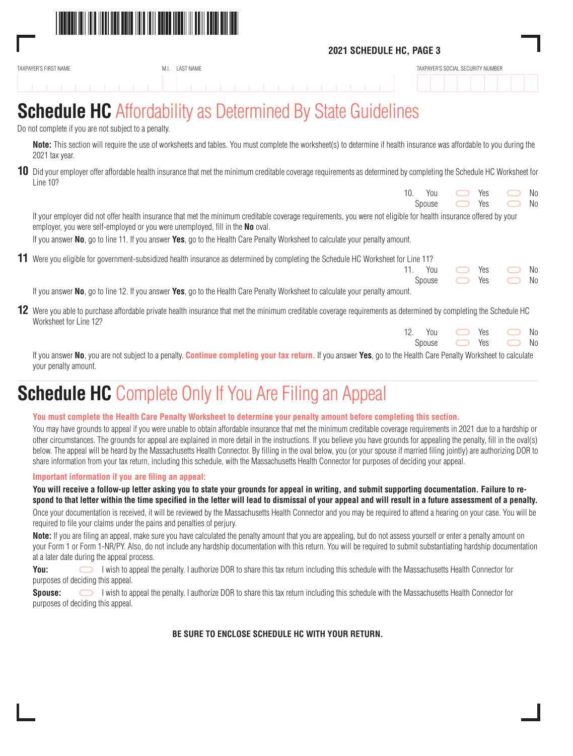**2021 SCHEDULE HC, PAGE 3**

TAXPAYER'S FIRST NAME | M.I. | LAST NAME | TAXPAYER'S SOCIAL SECURITY NUMBER

# Schedule HC Affordability as Determined By State Guidelines

Do not complete if you are not subject to a penalty.

**Note:** This section will require the use of worksheets and tables. You must complete the worksheet(s) to determine if health insurance was affordable to you during the 2021 tax year.

**10** Did your employer offer affordable health insurance that met the minimum creditable coverage requirements as determined by completing the Schedule HC Worksheet for Line 10?

10. You ⬭ Yes ⬭ No
Spouse ⬭ Yes ⬭ No

If your employer did not offer health insurance that met the minimum creditable coverage requirements, you were not eligible for health insurance offered by your employer, you were self-employed or you were unemployed, fill in the **No** oval.

If you answer **No**, go to line 11. If you answer **Yes**, go to the Health Care Penalty Worksheet to calculate your penalty amount.

**11** Were you eligible for government-subsidized health insurance as determined by completing the Schedule HC Worksheet for Line 11?

11. You ⬭ Yes ⬭ No
Spouse ⬭ Yes ⬭ No

If you answer **No**, go to line 12. If you answer **Yes**, go to the Health Care Penalty Worksheet to calculate your penalty amount.

**12** Were you able to purchase affordable private health insurance that met the minimum creditable coverage requirements as determined by completing the Schedule HC Worksheet for Line 12?

12. You ⬭ Yes ⬭ No
Spouse ⬭ Yes ⬭ No

If you answer **No**, you are not subject to a penalty. **Continue completing your tax return.** If you answer **Yes**, go to the Health Care Penalty Worksheet to calculate your penalty amount.

# Schedule HC Complete Only If You Are Filing an Appeal

**You must complete the Health Care Penalty Worksheet to determine your penalty amount before completing this section.**

You may have grounds to appeal if you were unable to obtain affordable insurance that met the minimum creditable coverage requirements in 2021 due to a hardship or other circumstances. The grounds for appeal are explained in more detail in the instructions. If you believe you have grounds for appealing the penalty, fill in the oval(s) below. The appeal will be heard by the Massachusetts Health Connector. By filling in the oval below, you (or your spouse if married filing jointly) are authorizing DOR to share information from your tax return, including this schedule, with the Massachusetts Health Connector for purposes of deciding your appeal.

**Important information if you are filing an appeal:**

**You will receive a follow-up letter asking you to state your grounds for appeal in writing, and submit supporting documentation. Failure to respond to that letter within the time specified in the letter will lead to dismissal of your appeal and will result in a future assessment of a penalty.**

Once your documentation is received, it will be reviewed by the Massachusetts Health Connector and you may be required to attend a hearing on your case. You will be required to file your claims under the pains and penalties of perjury.

**Note:** If you are filing an appeal, make sure you have calculated the penalty amount that you are appealing, but do not assess yourself or enter a penalty amount on your Form 1 or Form 1-NR/PY. Also, do not include any hardship documentation with this return. You will be required to submit substantiating hardship documentation at a later date during the appeal process.

**You:** ⬭ I wish to appeal the penalty. I authorize DOR to share this tax return including this schedule with the Massachusetts Health Connector for purposes of deciding this appeal.

**Spouse:** ⬭ I wish to appeal the penalty. I authorize DOR to share this tax return including this schedule with the Massachusetts Health Connector for purposes of deciding this appeal.

**BE SURE TO ENCLOSE SCHEDULE HC WITH YOUR RETURN.**